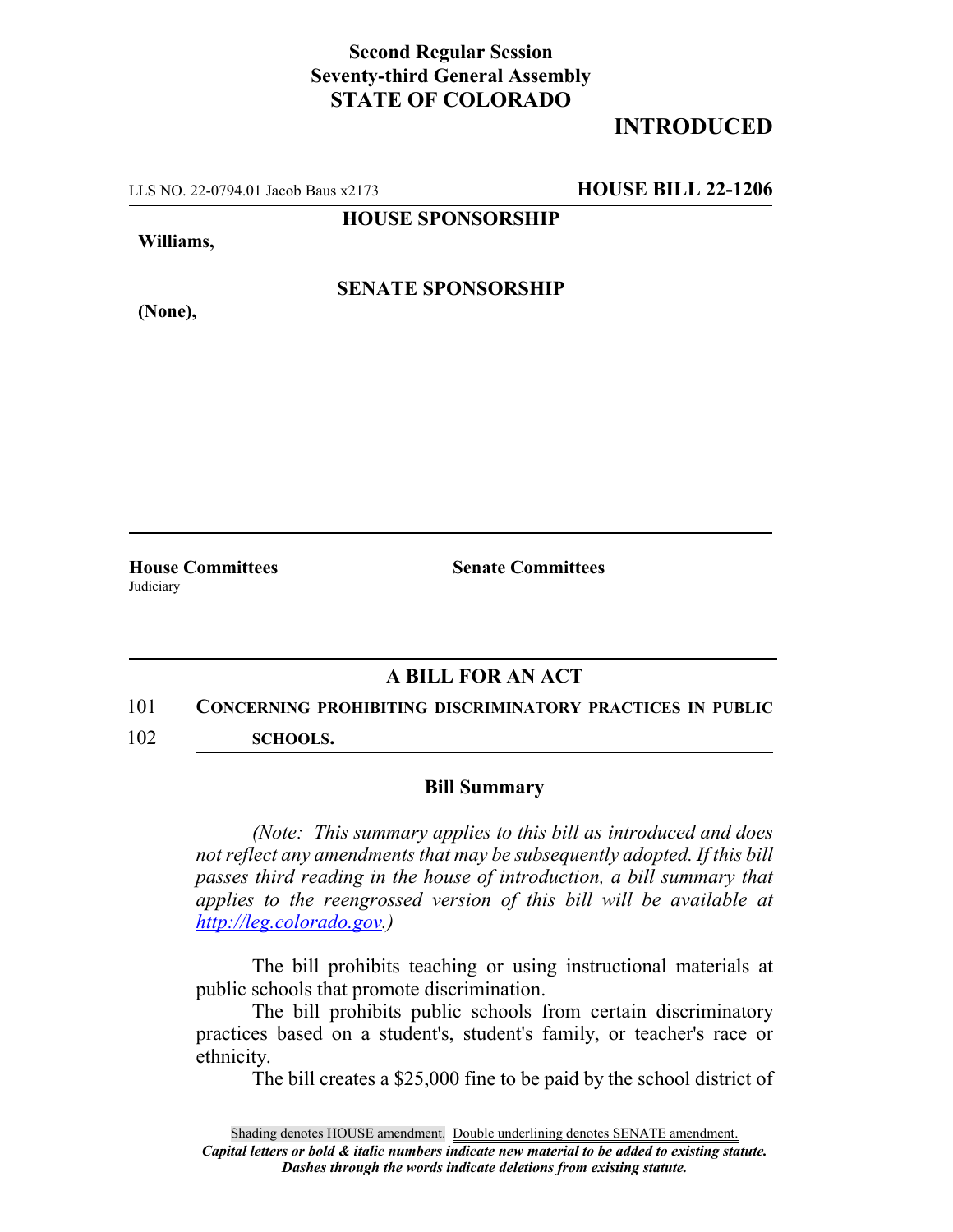**Second Regular Session**
**Seventy-third General Assembly**
**STATE OF COLORADO**

# INTRODUCED

LLS NO. 22-0794.01 Jacob Baus x2173 **HOUSE BILL 22-1206**

**HOUSE SPONSORSHIP**

**Williams,**

**SENATE SPONSORSHIP**

**(None),**

**House Committees**
Judiciary

**Senate Committees**

## A BILL FOR AN ACT

101 **CONCERNING PROHIBITING DISCRIMINATORY PRACTICES IN PUBLIC**
102 **SCHOOLS.**

### Bill Summary

*(Note: This summary applies to this bill as introduced and does not reflect any amendments that may be subsequently adopted. If this bill passes third reading in the house of introduction, a bill summary that applies to the reengrossed version of this bill will be available at http://leg.colorado.gov.)*

The bill prohibits teaching or using instructional materials at public schools that promote discrimination.

The bill prohibits public schools from certain discriminatory practices based on a student's, student's family, or teacher's race or ethnicity.

The bill creates a $25,000 fine to be paid by the school district of

Shading denotes HOUSE amendment. Double underlining denotes SENATE amendment.
*Capital letters or bold & italic numbers indicate new material to be added to existing statute.*
*Dashes through the words indicate deletions from existing statute.*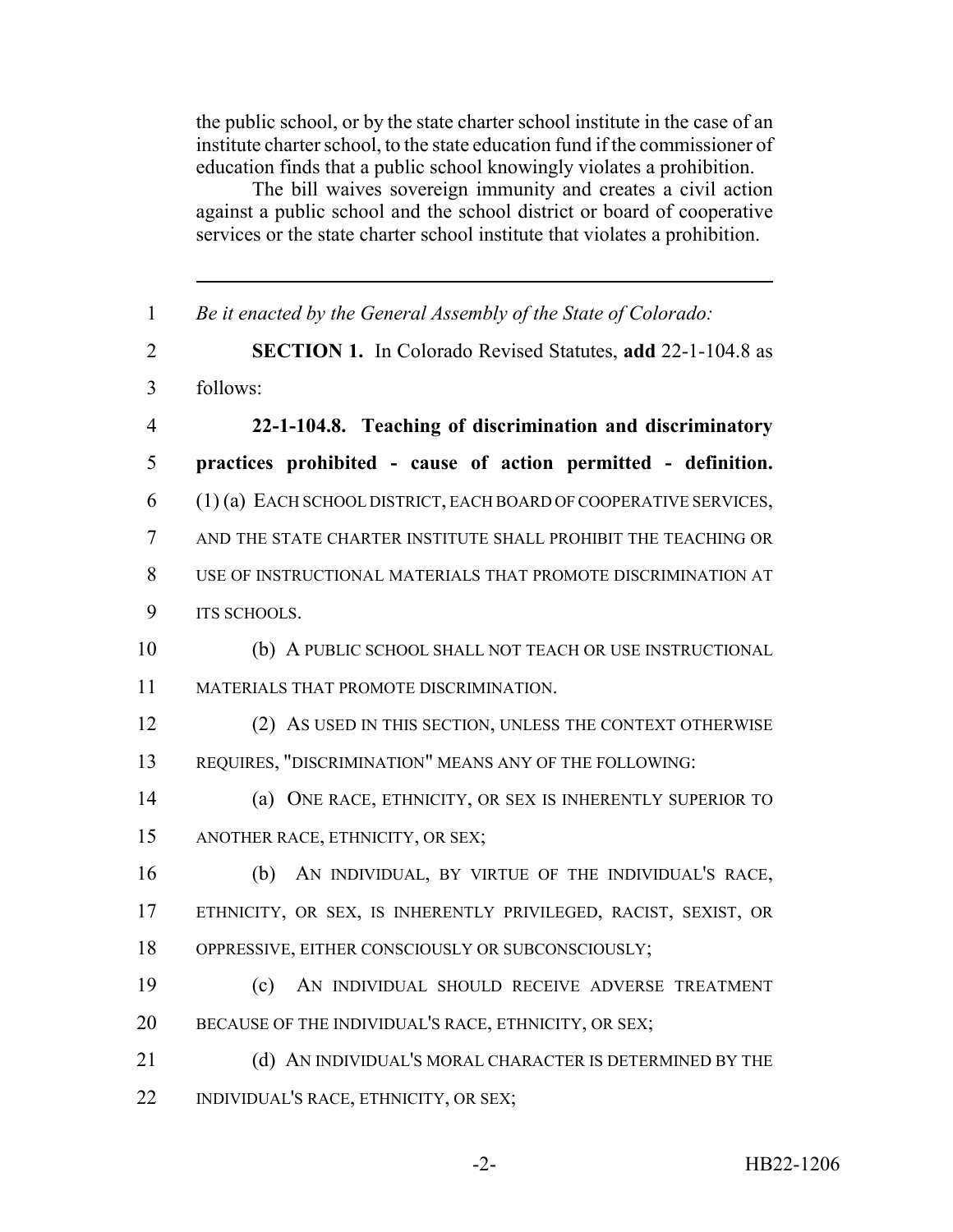the public school, or by the state charter school institute in the case of an institute charter school, to the state education fund if the commissioner of education finds that a public school knowingly violates a prohibition.

The bill waives sovereign immunity and creates a civil action against a public school and the school district or board of cooperative services or the state charter school institute that violates a prohibition.

---

1 *Be it enacted by the General Assembly of the State of Colorado:*

2 **SECTION 1.** In Colorado Revised Statutes, **add** 22-1-104.8 as
3 follows:

4 **22-1-104.8. Teaching of discrimination and discriminatory**
5 **practices prohibited - cause of action permitted - definition.**
6 (1) (a) EACH SCHOOL DISTRICT, EACH BOARD OF COOPERATIVE SERVICES,
7 AND THE STATE CHARTER INSTITUTE SHALL PROHIBIT THE TEACHING OR
8 USE OF INSTRUCTIONAL MATERIALS THAT PROMOTE DISCRIMINATION AT
9 ITS SCHOOLS.

10 (b) A PUBLIC SCHOOL SHALL NOT TEACH OR USE INSTRUCTIONAL
11 MATERIALS THAT PROMOTE DISCRIMINATION.

12 (2) AS USED IN THIS SECTION, UNLESS THE CONTEXT OTHERWISE
13 REQUIRES, "DISCRIMINATION" MEANS ANY OF THE FOLLOWING:

14 (a) ONE RACE, ETHNICITY, OR SEX IS INHERENTLY SUPERIOR TO
15 ANOTHER RACE, ETHNICITY, OR SEX;

16 (b) AN INDIVIDUAL, BY VIRTUE OF THE INDIVIDUAL'S RACE,
17 ETHNICITY, OR SEX, IS INHERENTLY PRIVILEGED, RACIST, SEXIST, OR
18 OPPRESSIVE, EITHER CONSCIOUSLY OR SUBCONSCIOUSLY;

19 (c) AN INDIVIDUAL SHOULD RECEIVE ADVERSE TREATMENT
20 BECAUSE OF THE INDIVIDUAL'S RACE, ETHNICITY, OR SEX;

21 (d) AN INDIVIDUAL'S MORAL CHARACTER IS DETERMINED BY THE
22 INDIVIDUAL'S RACE, ETHNICITY, OR SEX;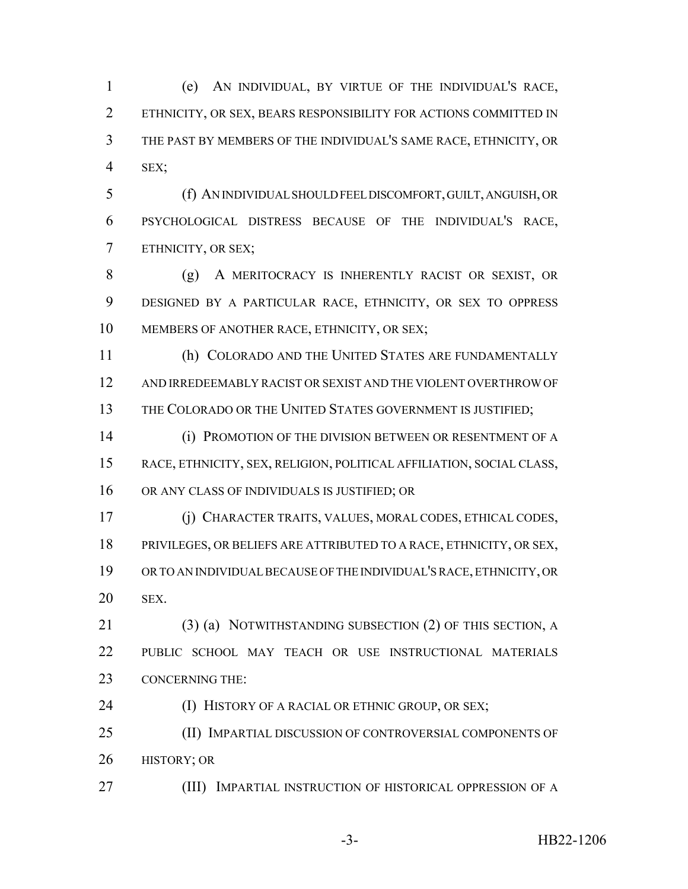(e) AN INDIVIDUAL, BY VIRTUE OF THE INDIVIDUAL'S RACE, ETHNICITY, OR SEX, BEARS RESPONSIBILITY FOR ACTIONS COMMITTED IN THE PAST BY MEMBERS OF THE INDIVIDUAL'S SAME RACE, ETHNICITY, OR SEX;

(f) AN INDIVIDUAL SHOULD FEEL DISCOMFORT, GUILT, ANGUISH, OR PSYCHOLOGICAL DISTRESS BECAUSE OF THE INDIVIDUAL'S RACE, ETHNICITY, OR SEX;

(g) A MERITOCRACY IS INHERENTLY RACIST OR SEXIST, OR DESIGNED BY A PARTICULAR RACE, ETHNICITY, OR SEX TO OPPRESS MEMBERS OF ANOTHER RACE, ETHNICITY, OR SEX;

(h) COLORADO AND THE UNITED STATES ARE FUNDAMENTALLY AND IRREDEEMABLY RACIST OR SEXIST AND THE VIOLENT OVERTHROW OF THE COLORADO OR THE UNITED STATES GOVERNMENT IS JUSTIFIED;

(i) PROMOTION OF THE DIVISION BETWEEN OR RESENTMENT OF A RACE, ETHNICITY, SEX, RELIGION, POLITICAL AFFILIATION, SOCIAL CLASS, OR ANY CLASS OF INDIVIDUALS IS JUSTIFIED; OR

(j) CHARACTER TRAITS, VALUES, MORAL CODES, ETHICAL CODES, PRIVILEGES, OR BELIEFS ARE ATTRIBUTED TO A RACE, ETHNICITY, OR SEX, OR TO AN INDIVIDUAL BECAUSE OF THE INDIVIDUAL'S RACE, ETHNICITY, OR SEX.

(3) (a) NOTWITHSTANDING SUBSECTION (2) OF THIS SECTION, A PUBLIC SCHOOL MAY TEACH OR USE INSTRUCTIONAL MATERIALS CONCERNING THE:

(I) HISTORY OF A RACIAL OR ETHNIC GROUP, OR SEX;

(II) IMPARTIAL DISCUSSION OF CONTROVERSIAL COMPONENTS OF HISTORY; OR

(III) IMPARTIAL INSTRUCTION OF HISTORICAL OPPRESSION OF A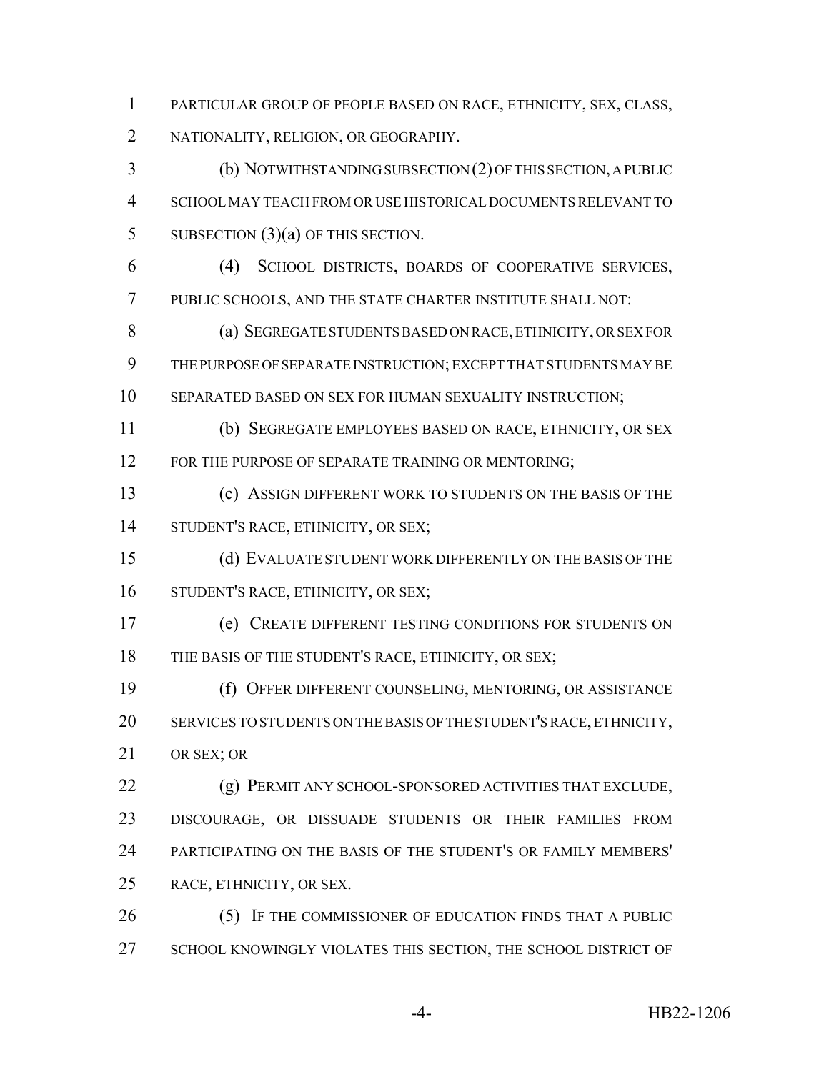PARTICULAR GROUP OF PEOPLE BASED ON RACE, ETHNICITY, SEX, CLASS, NATIONALITY, RELIGION, OR GEOGRAPHY.

(b) NOTWITHSTANDING SUBSECTION (2) OF THIS SECTION, A PUBLIC SCHOOL MAY TEACH FROM OR USE HISTORICAL DOCUMENTS RELEVANT TO SUBSECTION (3)(a) OF THIS SECTION.

(4) SCHOOL DISTRICTS, BOARDS OF COOPERATIVE SERVICES, PUBLIC SCHOOLS, AND THE STATE CHARTER INSTITUTE SHALL NOT:

(a) SEGREGATE STUDENTS BASED ON RACE, ETHNICITY, OR SEX FOR THE PURPOSE OF SEPARATE INSTRUCTION; EXCEPT THAT STUDENTS MAY BE SEPARATED BASED ON SEX FOR HUMAN SEXUALITY INSTRUCTION;

(b) SEGREGATE EMPLOYEES BASED ON RACE, ETHNICITY, OR SEX FOR THE PURPOSE OF SEPARATE TRAINING OR MENTORING;

(c) ASSIGN DIFFERENT WORK TO STUDENTS ON THE BASIS OF THE STUDENT'S RACE, ETHNICITY, OR SEX;

(d) EVALUATE STUDENT WORK DIFFERENTLY ON THE BASIS OF THE STUDENT'S RACE, ETHNICITY, OR SEX;

(e) CREATE DIFFERENT TESTING CONDITIONS FOR STUDENTS ON THE BASIS OF THE STUDENT'S RACE, ETHNICITY, OR SEX;

(f) OFFER DIFFERENT COUNSELING, MENTORING, OR ASSISTANCE SERVICES TO STUDENTS ON THE BASIS OF THE STUDENT'S RACE, ETHNICITY, OR SEX; OR

(g) PERMIT ANY SCHOOL-SPONSORED ACTIVITIES THAT EXCLUDE, DISCOURAGE, OR DISSUADE STUDENTS OR THEIR FAMILIES FROM PARTICIPATING ON THE BASIS OF THE STUDENT'S OR FAMILY MEMBERS' RACE, ETHNICITY, OR SEX.

(5) IF THE COMMISSIONER OF EDUCATION FINDS THAT A PUBLIC SCHOOL KNOWINGLY VIOLATES THIS SECTION, THE SCHOOL DISTRICT OF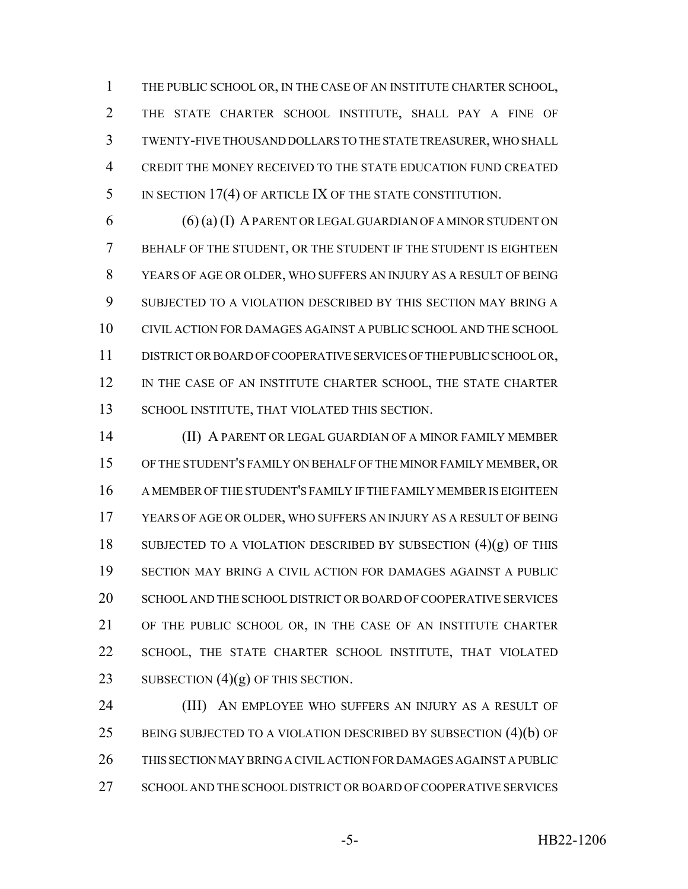THE PUBLIC SCHOOL OR, IN THE CASE OF AN INSTITUTE CHARTER SCHOOL, THE STATE CHARTER SCHOOL INSTITUTE, SHALL PAY A FINE OF TWENTY-FIVE THOUSAND DOLLARS TO THE STATE TREASURER, WHO SHALL CREDIT THE MONEY RECEIVED TO THE STATE EDUCATION FUND CREATED IN SECTION 17(4) OF ARTICLE IX OF THE STATE CONSTITUTION.

(6) (a) (I) A PARENT OR LEGAL GUARDIAN OF A MINOR STUDENT ON BEHALF OF THE STUDENT, OR THE STUDENT IF THE STUDENT IS EIGHTEEN YEARS OF AGE OR OLDER, WHO SUFFERS AN INJURY AS A RESULT OF BEING SUBJECTED TO A VIOLATION DESCRIBED BY THIS SECTION MAY BRING A CIVIL ACTION FOR DAMAGES AGAINST A PUBLIC SCHOOL AND THE SCHOOL DISTRICT OR BOARD OF COOPERATIVE SERVICES OF THE PUBLIC SCHOOL OR, IN THE CASE OF AN INSTITUTE CHARTER SCHOOL, THE STATE CHARTER SCHOOL INSTITUTE, THAT VIOLATED THIS SECTION.

(II) A PARENT OR LEGAL GUARDIAN OF A MINOR FAMILY MEMBER OF THE STUDENT'S FAMILY ON BEHALF OF THE MINOR FAMILY MEMBER, OR A MEMBER OF THE STUDENT'S FAMILY IF THE FAMILY MEMBER IS EIGHTEEN YEARS OF AGE OR OLDER, WHO SUFFERS AN INJURY AS A RESULT OF BEING SUBJECTED TO A VIOLATION DESCRIBED BY SUBSECTION (4)(g) OF THIS SECTION MAY BRING A CIVIL ACTION FOR DAMAGES AGAINST A PUBLIC SCHOOL AND THE SCHOOL DISTRICT OR BOARD OF COOPERATIVE SERVICES OF THE PUBLIC SCHOOL OR, IN THE CASE OF AN INSTITUTE CHARTER SCHOOL, THE STATE CHARTER SCHOOL INSTITUTE, THAT VIOLATED SUBSECTION (4)(g) OF THIS SECTION.

(III) AN EMPLOYEE WHO SUFFERS AN INJURY AS A RESULT OF BEING SUBJECTED TO A VIOLATION DESCRIBED BY SUBSECTION (4)(b) OF THIS SECTION MAY BRING A CIVIL ACTION FOR DAMAGES AGAINST A PUBLIC SCHOOL AND THE SCHOOL DISTRICT OR BOARD OF COOPERATIVE SERVICES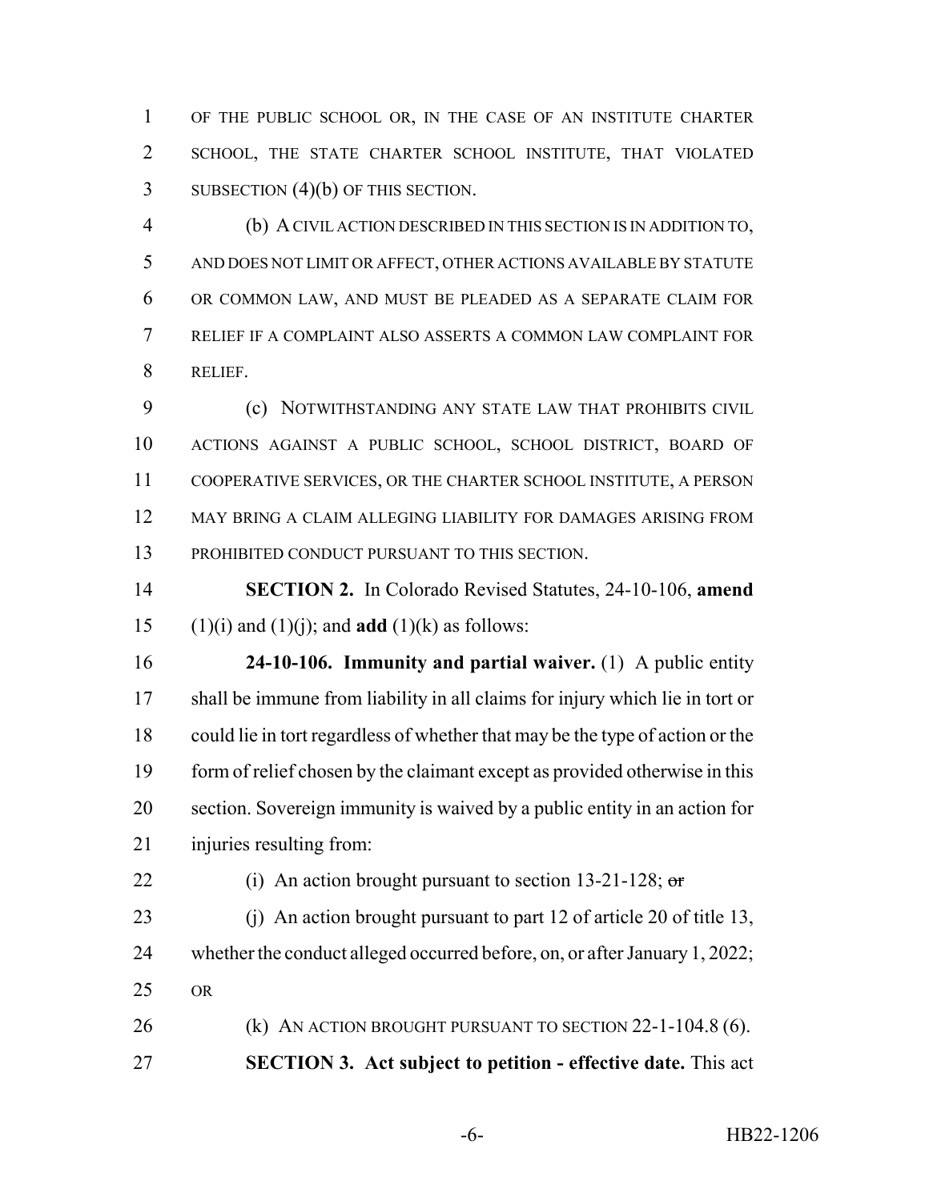OF THE PUBLIC SCHOOL OR, IN THE CASE OF AN INSTITUTE CHARTER SCHOOL, THE STATE CHARTER SCHOOL INSTITUTE, THAT VIOLATED SUBSECTION (4)(b) OF THIS SECTION.

(b) A CIVIL ACTION DESCRIBED IN THIS SECTION IS IN ADDITION TO, AND DOES NOT LIMIT OR AFFECT, OTHER ACTIONS AVAILABLE BY STATUTE OR COMMON LAW, AND MUST BE PLEADED AS A SEPARATE CLAIM FOR RELIEF IF A COMPLAINT ALSO ASSERTS A COMMON LAW COMPLAINT FOR RELIEF.

(c) NOTWITHSTANDING ANY STATE LAW THAT PROHIBITS CIVIL ACTIONS AGAINST A PUBLIC SCHOOL, SCHOOL DISTRICT, BOARD OF COOPERATIVE SERVICES, OR THE CHARTER SCHOOL INSTITUTE, A PERSON MAY BRING A CLAIM ALLEGING LIABILITY FOR DAMAGES ARISING FROM PROHIBITED CONDUCT PURSUANT TO THIS SECTION.

**SECTION 2.** In Colorado Revised Statutes, 24-10-106, **amend** (1)(i) and (1)(j); and **add** (1)(k) as follows:

**24-10-106. Immunity and partial waiver.** (1) A public entity shall be immune from liability in all claims for injury which lie in tort or could lie in tort regardless of whether that may be the type of action or the form of relief chosen by the claimant except as provided otherwise in this section. Sovereign immunity is waived by a public entity in an action for injuries resulting from:

(i) An action brought pursuant to section 13-21-128; ~~or~~

(j) An action brought pursuant to part 12 of article 20 of title 13, whether the conduct alleged occurred before, on, or after January 1, 2022; OR

(k) AN ACTION BROUGHT PURSUANT TO SECTION 22-1-104.8 (6).

**SECTION 3. Act subject to petition - effective date.** This act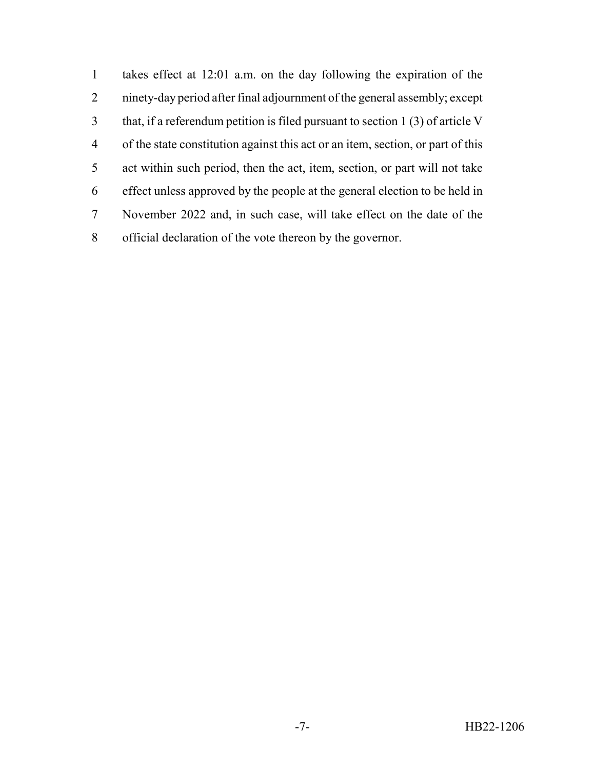takes effect at 12:01 a.m. on the day following the expiration of the ninety-day period after final adjournment of the general assembly; except that, if a referendum petition is filed pursuant to section 1 (3) of article V of the state constitution against this act or an item, section, or part of this act within such period, then the act, item, section, or part will not take effect unless approved by the people at the general election to be held in November 2022 and, in such case, will take effect on the date of the official declaration of the vote thereon by the governor.